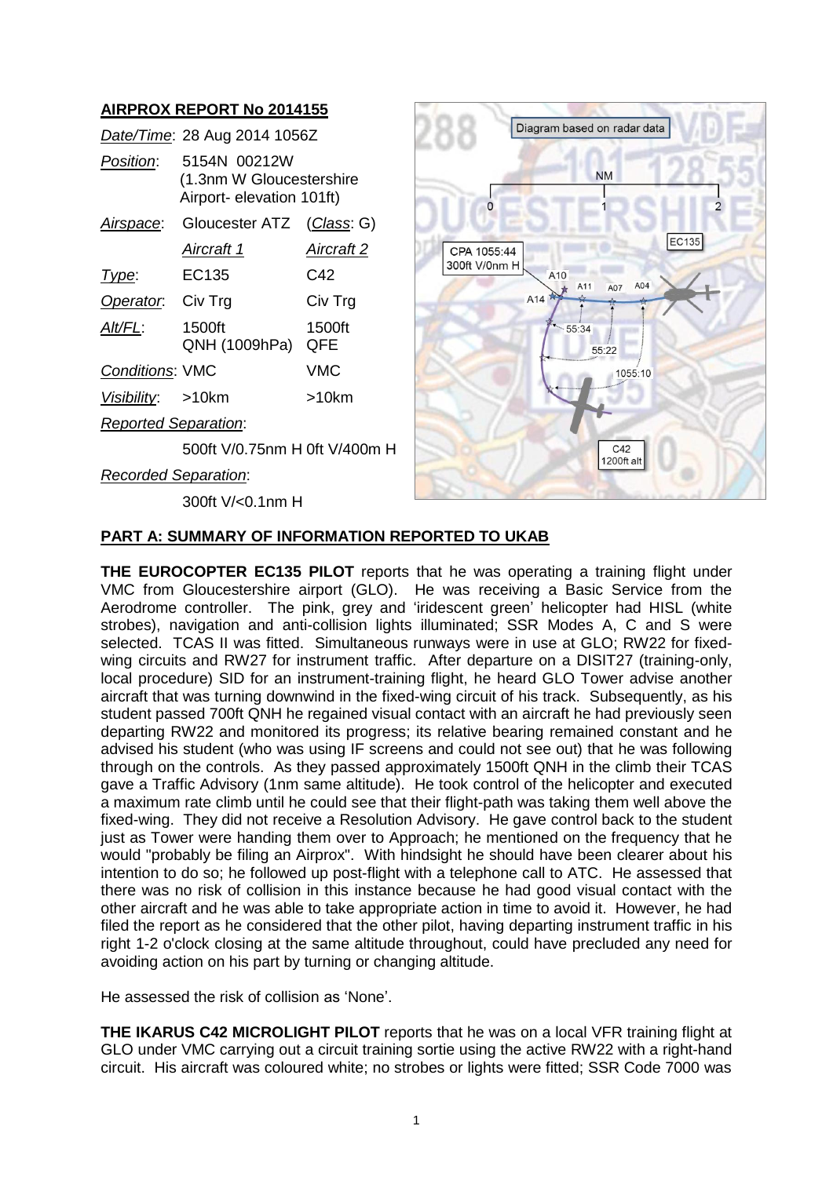## AIRPROX REPORT No 2014155

| | | |
|---|---|---|
| *Date/Time*: | 28 Aug 2014 1056Z | |
| *Position*: | 5154N 00212W (1.3nm W Gloucestershire Airport- elevation 101ft) | |
| *Airspace*: | Gloucester ATZ | (*Class*: G) |
| | *Aircraft 1* | *Aircraft 2* |
| *Type*: | EC135 | C42 |
| *Operator*: | Civ Trg | Civ Trg |
| *Alt/FL*: | 1500ft QNH (1009hPa) | 1500ft QFE |
| *Conditions*: | VMC | VMC |
| *Visibility*: | >10km | >10km |

*Reported Separation*:

500ft V/0.75nm H 0ft V/400m H

*Recorded Separation*:

300ft V/<0.1nm H

Diagram based on radar data

CPA 1055:44 300ft V/0nm H

## PART A: SUMMARY OF INFORMATION REPORTED TO UKAB

**THE EUROCOPTER EC135 PILOT** reports that he was operating a training flight under VMC from Gloucestershire airport (GLO). He was receiving a Basic Service from the Aerodrome controller. The pink, grey and 'iridescent green' helicopter had HISL (white strobes), navigation and anti-collision lights illuminated; SSR Modes A, C and S were selected. TCAS II was fitted. Simultaneous runways were in use at GLO; RW22 for fixed-wing circuits and RW27 for instrument traffic. After departure on a DISIT27 (training-only, local procedure) SID for an instrument-training flight, he heard GLO Tower advise another aircraft that was turning downwind in the fixed-wing circuit of his track. Subsequently, as his student passed 700ft QNH he regained visual contact with an aircraft he had previously seen departing RW22 and monitored its progress; its relative bearing remained constant and he advised his student (who was using IF screens and could not see out) that he was following through on the controls. As they passed approximately 1500ft QNH in the climb their TCAS gave a Traffic Advisory (1nm same altitude). He took control of the helicopter and executed a maximum rate climb until he could see that their flight-path was taking them well above the fixed-wing. They did not receive a Resolution Advisory. He gave control back to the student just as Tower were handing them over to Approach; he mentioned on the frequency that he would "probably be filing an Airprox". With hindsight he should have been clearer about his intention to do so; he followed up post-flight with a telephone call to ATC. He assessed that there was no risk of collision in this instance because he had good visual contact with the other aircraft and he was able to take appropriate action in time to avoid it. However, he had filed the report as he considered that the other pilot, having departing instrument traffic in his right 1-2 o'clock closing at the same altitude throughout, could have precluded any need for avoiding action on his part by turning or changing altitude.

He assessed the risk of collision as 'None'.

**THE IKARUS C42 MICROLIGHT PILOT** reports that he was on a local VFR training flight at GLO under VMC carrying out a circuit training sortie using the active RW22 with a right-hand circuit. His aircraft was coloured white; no strobes or lights were fitted; SSR Code 7000 was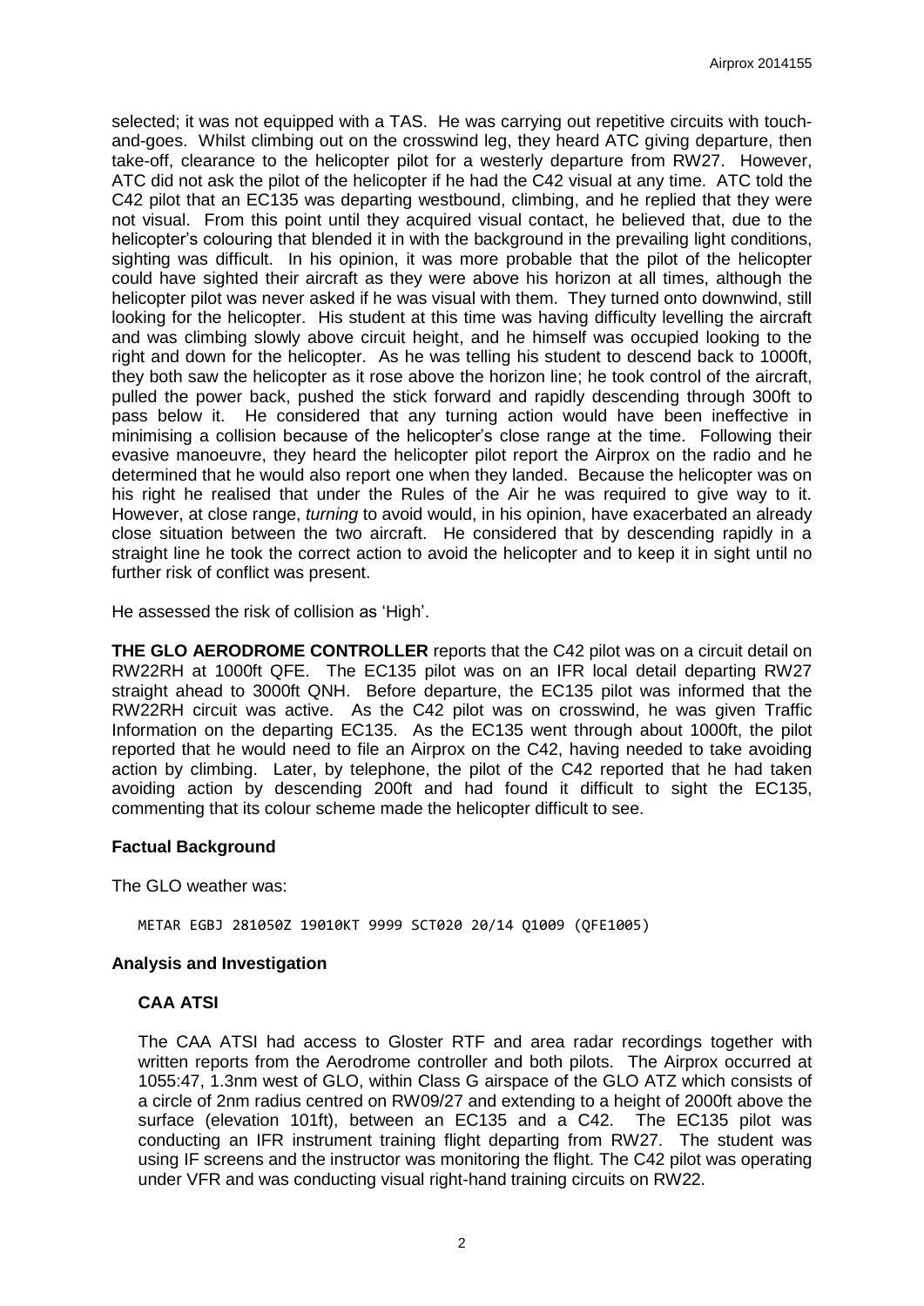selected; it was not equipped with a TAS. He was carrying out repetitive circuits with touch-and-goes. Whilst climbing out on the crosswind leg, they heard ATC giving departure, then take-off, clearance to the helicopter pilot for a westerly departure from RW27. However, ATC did not ask the pilot of the helicopter if he had the C42 visual at any time. ATC told the C42 pilot that an EC135 was departing westbound, climbing, and he replied that they were not visual. From this point until they acquired visual contact, he believed that, due to the helicopter's colouring that blended it in with the background in the prevailing light conditions, sighting was difficult. In his opinion, it was more probable that the pilot of the helicopter could have sighted their aircraft as they were above his horizon at all times, although the helicopter pilot was never asked if he was visual with them. They turned onto downwind, still looking for the helicopter. His student at this time was having difficulty levelling the aircraft and was climbing slowly above circuit height, and he himself was occupied looking to the right and down for the helicopter. As he was telling his student to descend back to 1000ft, they both saw the helicopter as it rose above the horizon line; he took control of the aircraft, pulled the power back, pushed the stick forward and rapidly descending through 300ft to pass below it. He considered that any turning action would have been ineffective in minimising a collision because of the helicopter's close range at the time. Following their evasive manoeuvre, they heard the helicopter pilot report the Airprox on the radio and he determined that he would also report one when they landed. Because the helicopter was on his right he realised that under the Rules of the Air he was required to give way to it. However, at close range, *turning* to avoid would, in his opinion, have exacerbated an already close situation between the two aircraft. He considered that by descending rapidly in a straight line he took the correct action to avoid the helicopter and to keep it in sight until no further risk of conflict was present.

He assessed the risk of collision as 'High'.

**THE GLO AERODROME CONTROLLER** reports that the C42 pilot was on a circuit detail on RW22RH at 1000ft QFE. The EC135 pilot was on an IFR local detail departing RW27 straight ahead to 3000ft QNH. Before departure, the EC135 pilot was informed that the RW22RH circuit was active. As the C42 pilot was on crosswind, he was given Traffic Information on the departing EC135. As the EC135 went through about 1000ft, the pilot reported that he would need to file an Airprox on the C42, having needed to take avoiding action by climbing. Later, by telephone, the pilot of the C42 reported that he had taken avoiding action by descending 200ft and had found it difficult to sight the EC135, commenting that its colour scheme made the helicopter difficult to see.

### Factual Background

The GLO weather was:

```
METAR EGBJ 281050Z 19010KT 9999 SCT020 20/14 Q1009 (QFE1005)
```

### Analysis and Investigation

#### CAA ATSI

The CAA ATSI had access to Gloster RTF and area radar recordings together with written reports from the Aerodrome controller and both pilots. The Airprox occurred at 1055:47, 1.3nm west of GLO, within Class G airspace of the GLO ATZ which consists of a circle of 2nm radius centred on RW09/27 and extending to a height of 2000ft above the surface (elevation 101ft), between an EC135 and a C42. The EC135 pilot was conducting an IFR instrument training flight departing from RW27. The student was using IF screens and the instructor was monitoring the flight. The C42 pilot was operating under VFR and was conducting visual right-hand training circuits on RW22.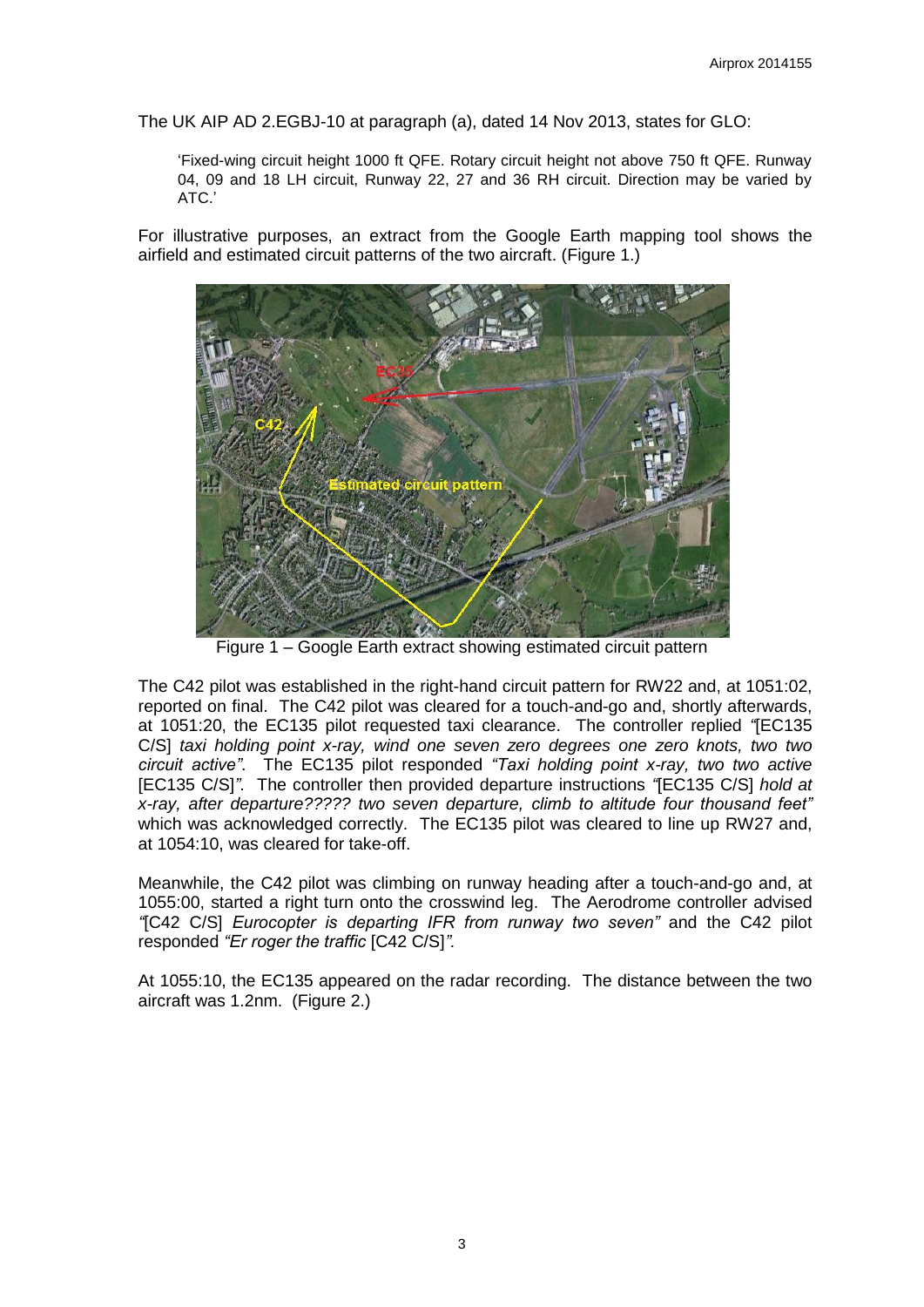The UK AIP AD 2.EGBJ-10 at paragraph (a), dated 14 Nov 2013, states for GLO:

> 'Fixed-wing circuit height 1000 ft QFE. Rotary circuit height not above 750 ft QFE. Runway 04, 09 and 18 LH circuit, Runway 22, 27 and 36 RH circuit. Direction may be varied by ATC.'

For illustrative purposes, an extract from the Google Earth mapping tool shows the airfield and estimated circuit patterns of the two aircraft. (Figure 1.)

Figure 1 – Google Earth extract showing estimated circuit pattern

The C42 pilot was established in the right-hand circuit pattern for RW22 and, at 1051:02, reported on final. The C42 pilot was cleared for a touch-and-go and, shortly afterwards, at 1051:20, the EC135 pilot requested taxi clearance. The controller replied *"*[EC135 C/S] *taxi holding point x-ray, wind one seven zero degrees one zero knots, two two circuit active"*. The EC135 pilot responded *"Taxi holding point x-ray, two two active* [EC135 C/S]*"*. The controller then provided departure instructions *"*[EC135 C/S] *hold at x-ray, after departure????? two seven departure, climb to altitude four thousand feet"* which was acknowledged correctly. The EC135 pilot was cleared to line up RW27 and, at 1054:10, was cleared for take-off.

Meanwhile, the C42 pilot was climbing on runway heading after a touch-and-go and, at 1055:00, started a right turn onto the crosswind leg. The Aerodrome controller advised *"*[C42 C/S] *Eurocopter is departing IFR from runway two seven"* and the C42 pilot responded *"Er roger the traffic* [C42 C/S]*"*.

At 1055:10, the EC135 appeared on the radar recording. The distance between the two aircraft was 1.2nm. (Figure 2.)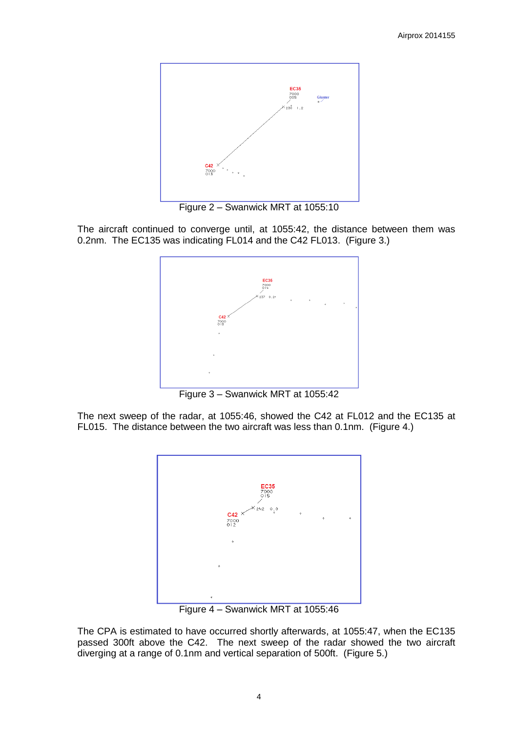Figure 2 – Swanwick MRT at 1055:10

The aircraft continued to converge until, at 1055:42, the distance between them was 0.2nm. The EC135 was indicating FL014 and the C42 FL013. (Figure 3.)

Figure 3 – Swanwick MRT at 1055:42

The next sweep of the radar, at 1055:46, showed the C42 at FL012 and the EC135 at FL015. The distance between the two aircraft was less than 0.1nm. (Figure 4.)

Figure 4 – Swanwick MRT at 1055:46

The CPA is estimated to have occurred shortly afterwards, at 1055:47, when the EC135 passed 300ft above the C42. The next sweep of the radar showed the two aircraft diverging at a range of 0.1nm and vertical separation of 500ft. (Figure 5.)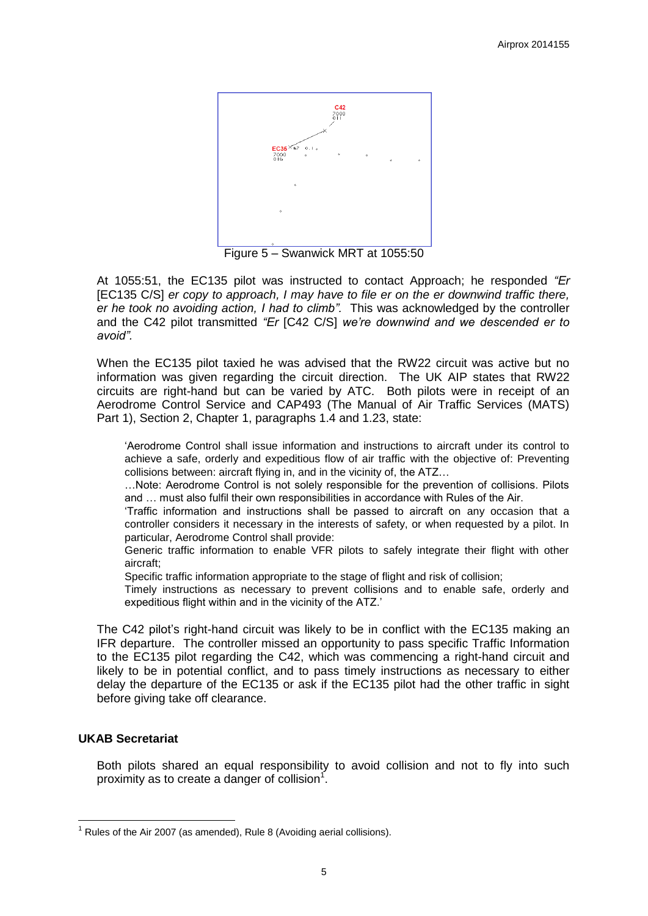Figure 5 – Swanwick MRT at 1055:50

At 1055:51, the EC135 pilot was instructed to contact Approach; he responded *"Er* [EC135 C/S] *er copy to approach, I may have to file er on the er downwind traffic there, er he took no avoiding action, I had to climb".* This was acknowledged by the controller and the C42 pilot transmitted *"Er* [C42 C/S] *we're downwind and we descended er to avoid".*

When the EC135 pilot taxied he was advised that the RW22 circuit was active but no information was given regarding the circuit direction. The UK AIP states that RW22 circuits are right-hand but can be varied by ATC. Both pilots were in receipt of an Aerodrome Control Service and CAP493 (The Manual of Air Traffic Services (MATS) Part 1), Section 2, Chapter 1, paragraphs 1.4 and 1.23, state:

> 'Aerodrome Control shall issue information and instructions to aircraft under its control to achieve a safe, orderly and expeditious flow of air traffic with the objective of: Preventing collisions between: aircraft flying in, and in the vicinity of, the ATZ…
>
> …Note: Aerodrome Control is not solely responsible for the prevention of collisions. Pilots and … must also fulfil their own responsibilities in accordance with Rules of the Air.
>
> 'Traffic information and instructions shall be passed to aircraft on any occasion that a controller considers it necessary in the interests of safety, or when requested by a pilot. In particular, Aerodrome Control shall provide:
>
> Generic traffic information to enable VFR pilots to safely integrate their flight with other aircraft;
>
> Specific traffic information appropriate to the stage of flight and risk of collision;
>
> Timely instructions as necessary to prevent collisions and to enable safe, orderly and expeditious flight within and in the vicinity of the ATZ.'

The C42 pilot's right-hand circuit was likely to be in conflict with the EC135 making an IFR departure. The controller missed an opportunity to pass specific Traffic Information to the EC135 pilot regarding the C42, which was commencing a right-hand circuit and likely to be in potential conflict, and to pass timely instructions as necessary to either delay the departure of the EC135 or ask if the EC135 pilot had the other traffic in sight before giving take off clearance.

### UKAB Secretariat

Both pilots shared an equal responsibility to avoid collision and not to fly into such proximity as to create a danger of collision[1].

---

[1] Rules of the Air 2007 (as amended), Rule 8 (Avoiding aerial collisions).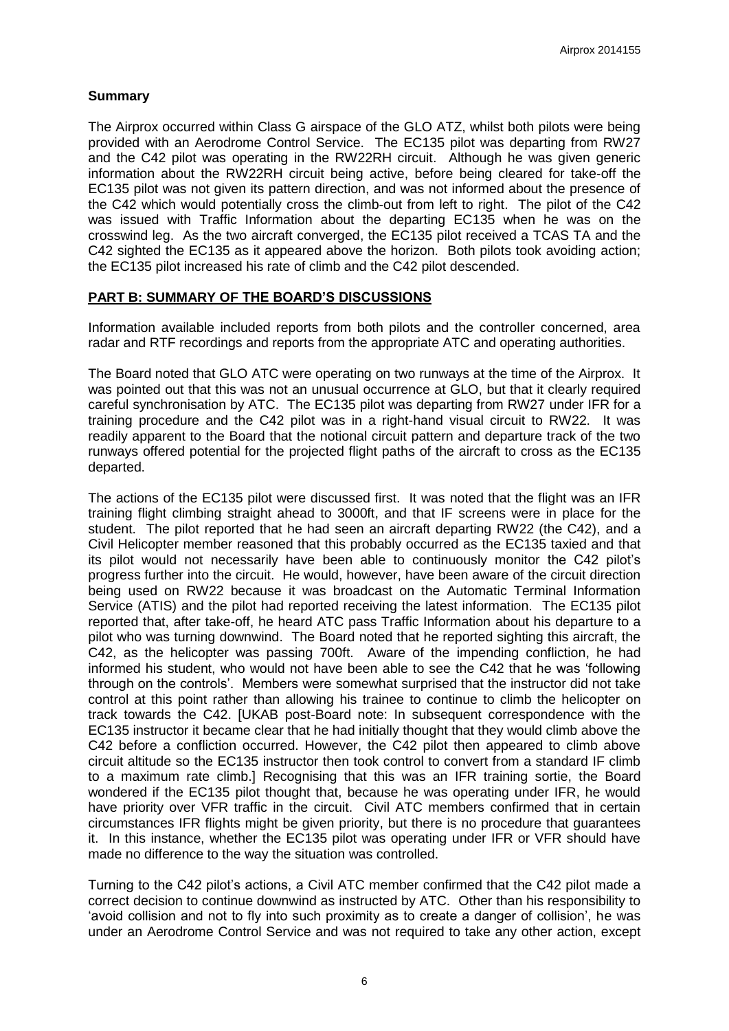## Summary

The Airprox occurred within Class G airspace of the GLO ATZ, whilst both pilots were being provided with an Aerodrome Control Service. The EC135 pilot was departing from RW27 and the C42 pilot was operating in the RW22RH circuit. Although he was given generic information about the RW22RH circuit being active, before being cleared for take-off the EC135 pilot was not given its pattern direction, and was not informed about the presence of the C42 which would potentially cross the climb-out from left to right. The pilot of the C42 was issued with Traffic Information about the departing EC135 when he was on the crosswind leg. As the two aircraft converged, the EC135 pilot received a TCAS TA and the C42 sighted the EC135 as it appeared above the horizon. Both pilots took avoiding action; the EC135 pilot increased his rate of climb and the C42 pilot descended.

## PART B: SUMMARY OF THE BOARD'S DISCUSSIONS

Information available included reports from both pilots and the controller concerned, area radar and RTF recordings and reports from the appropriate ATC and operating authorities.

The Board noted that GLO ATC were operating on two runways at the time of the Airprox. It was pointed out that this was not an unusual occurrence at GLO, but that it clearly required careful synchronisation by ATC. The EC135 pilot was departing from RW27 under IFR for a training procedure and the C42 pilot was in a right-hand visual circuit to RW22. It was readily apparent to the Board that the notional circuit pattern and departure track of the two runways offered potential for the projected flight paths of the aircraft to cross as the EC135 departed.

The actions of the EC135 pilot were discussed first. It was noted that the flight was an IFR training flight climbing straight ahead to 3000ft, and that IF screens were in place for the student. The pilot reported that he had seen an aircraft departing RW22 (the C42), and a Civil Helicopter member reasoned that this probably occurred as the EC135 taxied and that its pilot would not necessarily have been able to continuously monitor the C42 pilot's progress further into the circuit. He would, however, have been aware of the circuit direction being used on RW22 because it was broadcast on the Automatic Terminal Information Service (ATIS) and the pilot had reported receiving the latest information. The EC135 pilot reported that, after take-off, he heard ATC pass Traffic Information about his departure to a pilot who was turning downwind. The Board noted that he reported sighting this aircraft, the C42, as the helicopter was passing 700ft. Aware of the impending confliction, he had informed his student, who would not have been able to see the C42 that he was 'following through on the controls'. Members were somewhat surprised that the instructor did not take control at this point rather than allowing his trainee to continue to climb the helicopter on track towards the C42. [UKAB post-Board note: In subsequent correspondence with the EC135 instructor it became clear that he had initially thought that they would climb above the C42 before a confliction occurred. However, the C42 pilot then appeared to climb above circuit altitude so the EC135 instructor then took control to convert from a standard IF climb to a maximum rate climb.] Recognising that this was an IFR training sortie, the Board wondered if the EC135 pilot thought that, because he was operating under IFR, he would have priority over VFR traffic in the circuit. Civil ATC members confirmed that in certain circumstances IFR flights might be given priority, but there is no procedure that guarantees it. In this instance, whether the EC135 pilot was operating under IFR or VFR should have made no difference to the way the situation was controlled.

Turning to the C42 pilot's actions, a Civil ATC member confirmed that the C42 pilot made a correct decision to continue downwind as instructed by ATC. Other than his responsibility to 'avoid collision and not to fly into such proximity as to create a danger of collision', he was under an Aerodrome Control Service and was not required to take any other action, except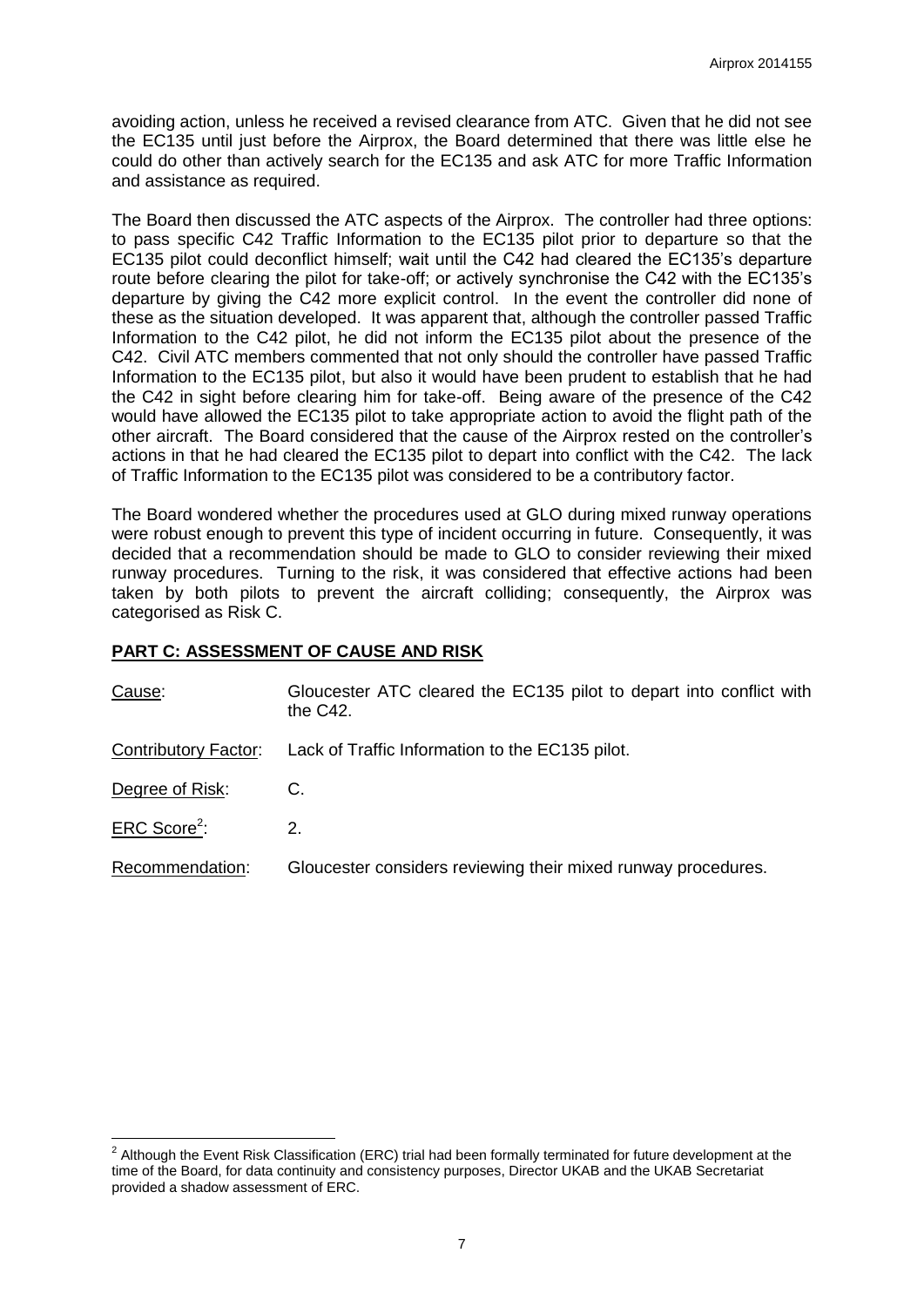avoiding action, unless he received a revised clearance from ATC. Given that he did not see the EC135 until just before the Airprox, the Board determined that there was little else he could do other than actively search for the EC135 and ask ATC for more Traffic Information and assistance as required.

The Board then discussed the ATC aspects of the Airprox. The controller had three options: to pass specific C42 Traffic Information to the EC135 pilot prior to departure so that the EC135 pilot could deconflict himself; wait until the C42 had cleared the EC135's departure route before clearing the pilot for take-off; or actively synchronise the C42 with the EC135's departure by giving the C42 more explicit control. In the event the controller did none of these as the situation developed. It was apparent that, although the controller passed Traffic Information to the C42 pilot, he did not inform the EC135 pilot about the presence of the C42. Civil ATC members commented that not only should the controller have passed Traffic Information to the EC135 pilot, but also it would have been prudent to establish that he had the C42 in sight before clearing him for take-off. Being aware of the presence of the C42 would have allowed the EC135 pilot to take appropriate action to avoid the flight path of the other aircraft. The Board considered that the cause of the Airprox rested on the controller's actions in that he had cleared the EC135 pilot to depart into conflict with the C42. The lack of Traffic Information to the EC135 pilot was considered to be a contributory factor.

The Board wondered whether the procedures used at GLO during mixed runway operations were robust enough to prevent this type of incident occurring in future. Consequently, it was decided that a recommendation should be made to GLO to consider reviewing their mixed runway procedures. Turning to the risk, it was considered that effective actions had been taken by both pilots to prevent the aircraft colliding; consequently, the Airprox was categorised as Risk C.

## PART C: ASSESSMENT OF CAUSE AND RISK

| | |
|---|---|
| Cause: | Gloucester ATC cleared the EC135 pilot to depart into conflict with the C42. |
| Contributory Factor: | Lack of Traffic Information to the EC135 pilot. |
| Degree of Risk: | C. |
| ERC Score[2]: | 2. |
| Recommendation: | Gloucester considers reviewing their mixed runway procedures. |

[2] Although the Event Risk Classification (ERC) trial had been formally terminated for future development at the time of the Board, for data continuity and consistency purposes, Director UKAB and the UKAB Secretariat provided a shadow assessment of ERC.